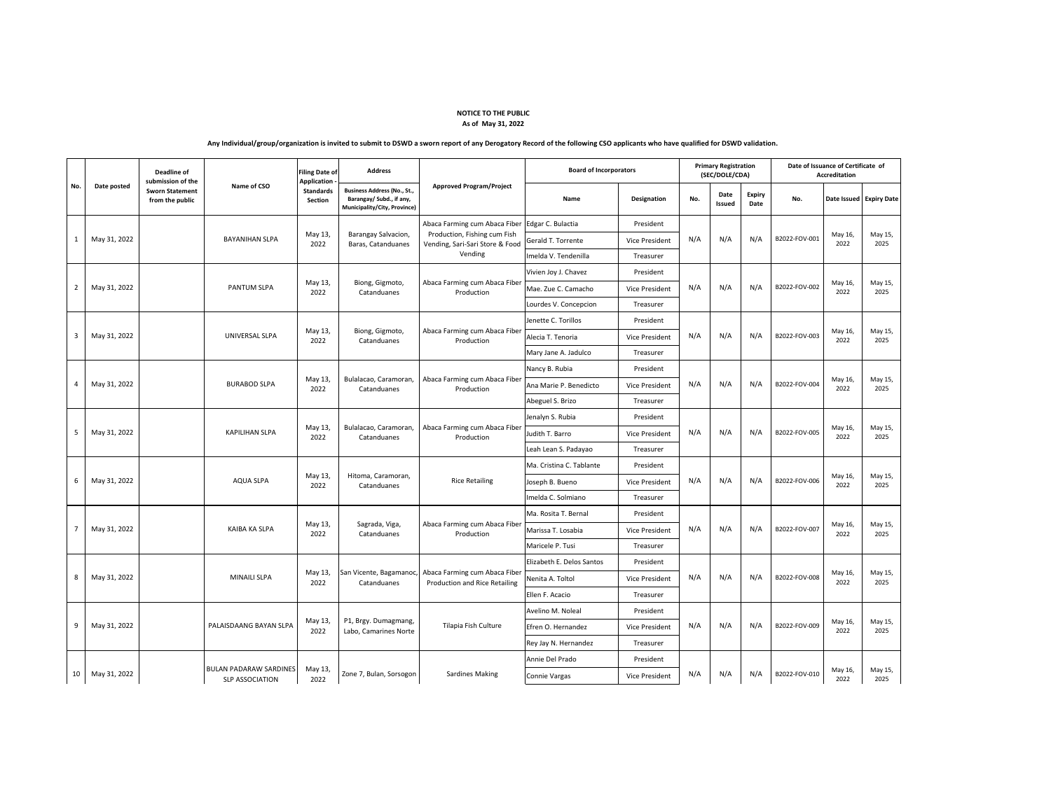**NOTICE TO THE PUBLIC**
**As of May 31, 2022**

**Any Individual/group/organization is invited to submit to DSWD a sworn report of any Derogatory Record of the following CSO applicants who have qualified for DSWD validation.**

| No. | Date posted | Deadline of submission of the Sworn Statement from the public | Name of CSO | Filing Date of Application - Standards Section | Address | Approved Program/Project | Board of Incorporators | | Primary Registration (SEC/DOLE/CDA) | | | Date of Issuance of Certificate of Accreditation | | |
|---|---|---|---|---|---|---|---|---|---|---|---|---|---|---|
| | | | | | Business Address (No., St., Barangay/ Subd., if any, Municipality/City, Province) | | Name | Designation | No. | Date Issued | Expiry Date | No. | Date Issued | Expiry Date |
| 1 | May 31, 2022 | | BAYANIHAN SLPA | May 13, 2022 | Barangay Salvacion, Baras, Catanduanes | Abaca Farming cum Abaca Fiber Production, Fishing cum Fish Vending, Sari-Sari Store & Food Vending | Edgar C. Bulactia | President | N/A | N/A | N/A | B2022-FOV-001 | May 16, 2022 | May 15, 2025 |
| | | | | | | | Gerald T. Torrente | Vice President | | | | | | |
| | | | | | | | Imelda V. Tendenilla | Treasurer | | | | | | |
| 2 | May 31, 2022 | | PANTUM SLPA | May 13, 2022 | Biong, Gigmoto, Catanduanes | Abaca Farming cum Abaca Fiber Production | Vivien Joy J. Chavez | President | N/A | N/A | N/A | B2022-FOV-002 | May 16, 2022 | May 15, 2025 |
| | | | | | | | Mae. Zue C. Camacho | Vice President | | | | | | |
| | | | | | | | Lourdes V. Concepcion | Treasurer | | | | | | |
| 3 | May 31, 2022 | | UNIVERSAL SLPA | May 13, 2022 | Biong, Gigmoto, Catanduanes | Abaca Farming cum Abaca Fiber Production | Jenette C. Torillos | President | N/A | N/A | N/A | B2022-FOV-003 | May 16, 2022 | May 15, 2025 |
| | | | | | | | Alecia T. Tenoria | Vice President | | | | | | |
| | | | | | | | Mary Jane A. Jadulco | Treasurer | | | | | | |
| 4 | May 31, 2022 | | BURABOD SLPA | May 13, 2022 | Bulalacao, Caramoran, Catanduanes | Abaca Farming cum Abaca Fiber Production | Nancy B. Rubia | President | N/A | N/A | N/A | B2022-FOV-004 | May 16, 2022 | May 15, 2025 |
| | | | | | | | Ana Marie P. Benedicto | Vice President | | | | | | |
| | | | | | | | Abeguel S. Brizo | Treasurer | | | | | | |
| 5 | May 31, 2022 | | KAPILIHAN SLPA | May 13, 2022 | Bulalacao, Caramoran, Catanduanes | Abaca Farming cum Abaca Fiber Production | Jenalyn S. Rubia | President | N/A | N/A | N/A | B2022-FOV-005 | May 16, 2022 | May 15, 2025 |
| | | | | | | | Judith T. Barro | Vice President | | | | | | |
| | | | | | | | Leah Lean S. Padayao | Treasurer | | | | | | |
| 6 | May 31, 2022 | | AQUA SLPA | May 13, 2022 | Hitoma, Caramoran, Catanduanes | Rice Retailing | Ma. Cristina C. Tablante | President | N/A | N/A | N/A | B2022-FOV-006 | May 16, 2022 | May 15, 2025 |
| | | | | | | | Joseph B. Bueno | Vice President | | | | | | |
| | | | | | | | Imelda C. Solmiano | Treasurer | | | | | | |
| 7 | May 31, 2022 | | KAIBA KA SLPA | May 13, 2022 | Sagrada, Viga, Catanduanes | Abaca Farming cum Abaca Fiber Production | Ma. Rosita T. Bernal | President | N/A | N/A | N/A | B2022-FOV-007 | May 16, 2022 | May 15, 2025 |
| | | | | | | | Marissa T. Losabia | Vice President | | | | | | |
| | | | | | | | Maricele P. Tusi | Treasurer | | | | | | |
| 8 | May 31, 2022 | | MINAILI SLPA | May 13, 2022 | San Vicente, Bagamanoc, Catanduanes | Abaca Farming cum Abaca Fiber Production and Rice Retailing | Elizabeth E. Delos Santos | President | N/A | N/A | N/A | B2022-FOV-008 | May 16, 2022 | May 15, 2025 |
| | | | | | | | Nenita A. Toltol | Vice President | | | | | | |
| | | | | | | | Ellen F. Acacio | Treasurer | | | | | | |
| 9 | May 31, 2022 | | PALAISDAANG BAYAN SLPA | May 13, 2022 | P1, Brgy. Dumagmang, Labo, Camarines Norte | Tilapia Fish Culture | Avelino M. Noleal | President | N/A | N/A | N/A | B2022-FOV-009 | May 16, 2022 | May 15, 2025 |
| | | | | | | | Efren O. Hernandez | Vice President | | | | | | |
| | | | | | | | Rey Jay N. Hernandez | Treasurer | | | | | | |
| 10 | May 31, 2022 | | BULAN PADARAW SARDINES SLP ASSOCIATION | May 13, 2022 | Zone 7, Bulan, Sorsogon | Sardines Making | Annie Del Prado | President | N/A | N/A | N/A | B2022-FOV-010 | May 16, 2022 | May 15, 2025 |
| | | | | | | | Connie Vargas | Vice President | | | | | | |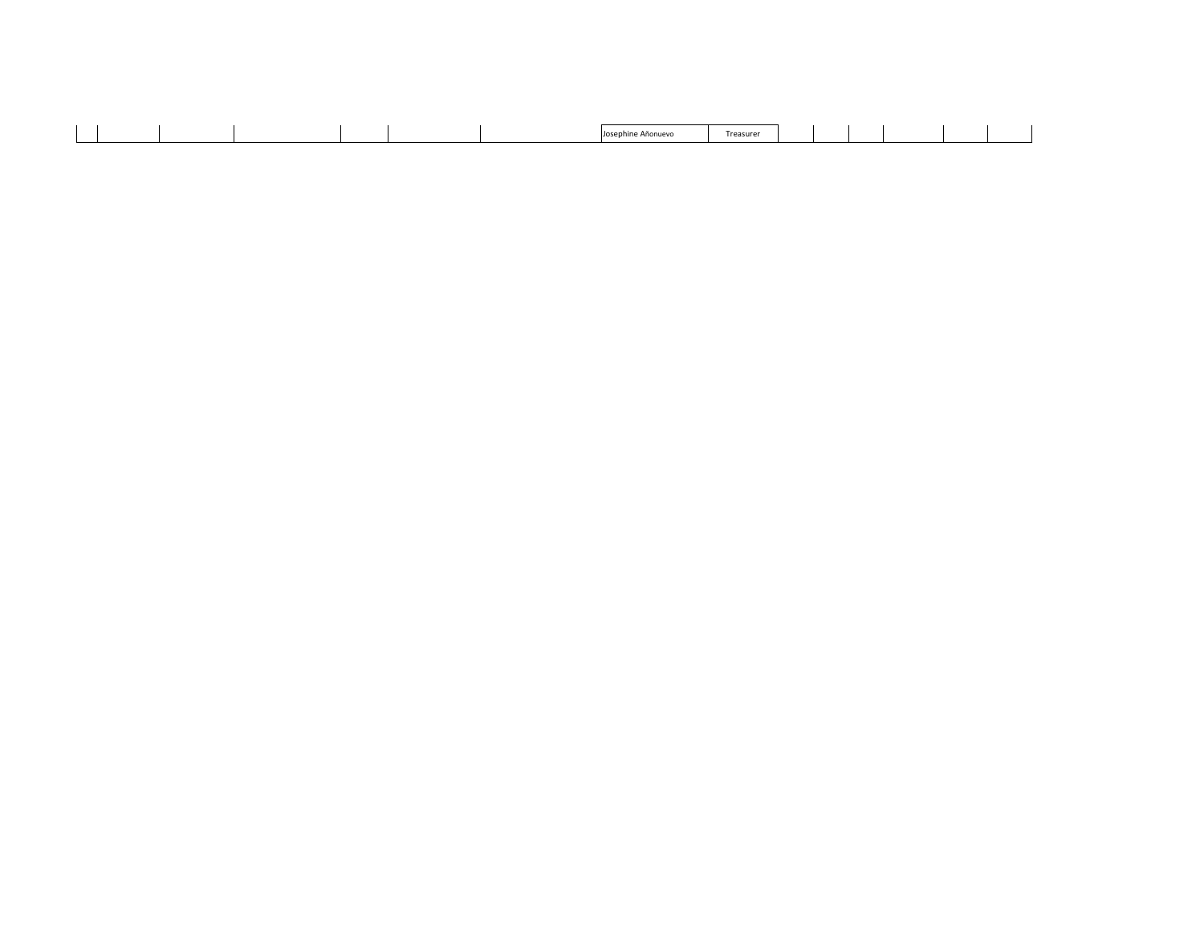| | | | | | | | | | | | | | | |
|---|---|---|---|---|---|---|---|---|---|---|---|---|---|---|
| | | | | | | | Josephine Añonuevo | Treasurer | | | | | | |